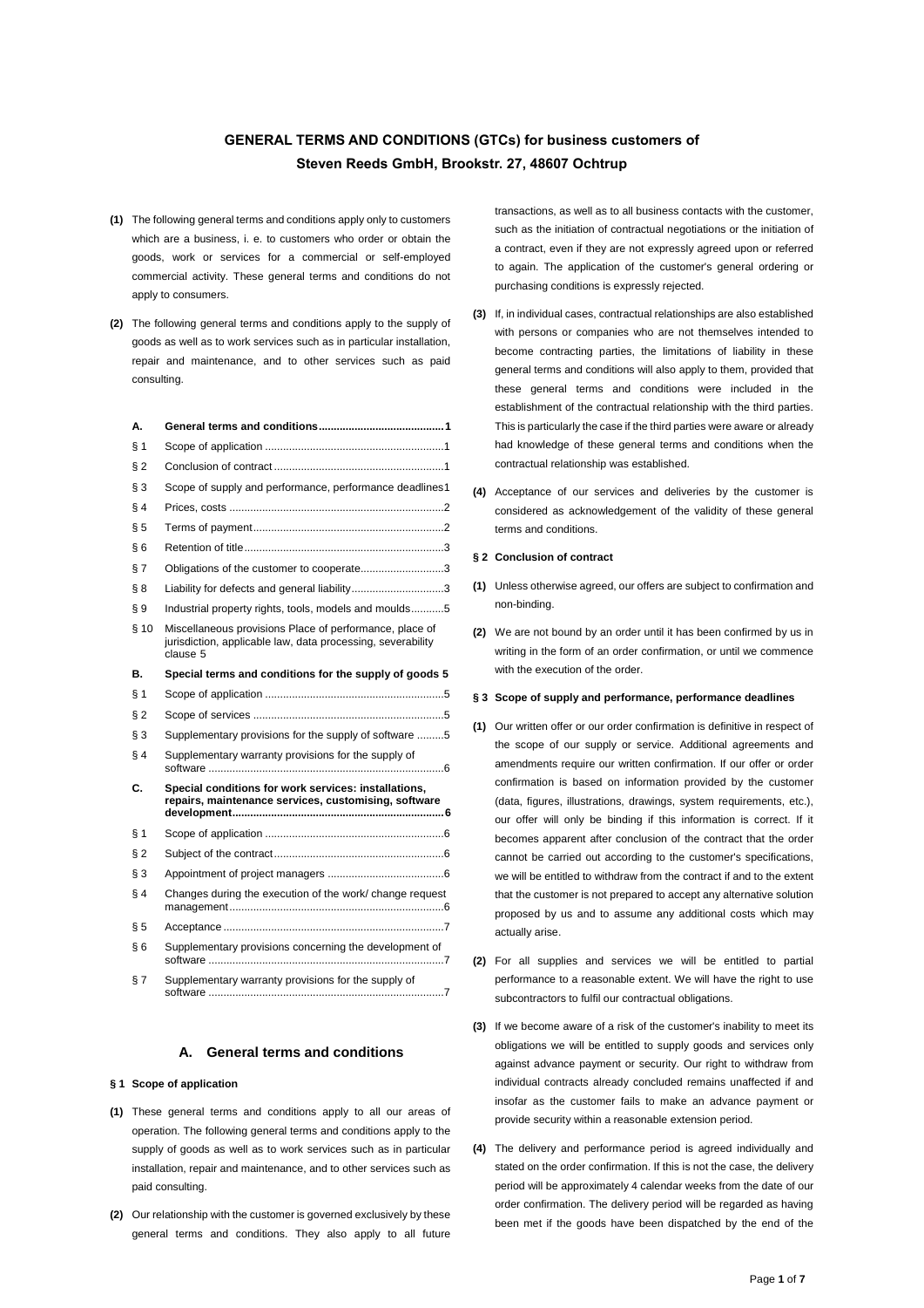# GENERAL TERMS AND CONDITIONS (GTCs) for business customers of Steven Reeds GmbH, Brookstr. 27, 48607 Ochtrup

**(1)** The following general terms and conditions apply only to customers which are a business, i. e. to customers who order or obtain the goods, work or services for a commercial or self-employed commercial activity. These general terms and conditions do not apply to consumers.

**(2)** The following general terms and conditions apply to the supply of goods as well as to work services such as in particular installation, repair and maintenance, and to other services such as paid consulting.

| | |
|---|---|
| **A.** | **General terms and conditions .......................................... 1** |
| § 1 | Scope of application ............................................................ 1 |
| § 2 | Conclusion of contract ......................................................... 1 |
| § 3 | Scope of supply and performance, performance deadlines 1 |
| § 4 | Prices, costs ........................................................................ 2 |
| § 5 | Terms of payment ................................................................ 2 |
| § 6 | Retention of title ................................................................... 3 |
| § 7 | Obligations of the customer to cooperate ............................ 3 |
| § 8 | Liability for defects and general liability ............................... 3 |
| § 9 | Industrial property rights, tools, models and moulds ........... 5 |
| § 10 | Miscellaneous provisions Place of performance, place of jurisdiction, applicable law, data processing, severability clause 5 |
| **B.** | **Special terms and conditions for the supply of goods 5** |
| § 1 | Scope of application ............................................................ 5 |
| § 2 | Scope of services ................................................................ 5 |
| § 3 | Supplementary provisions for the supply of software .......... 5 |
| § 4 | Supplementary warranty provisions for the supply of software ............................................................................... 6 |
| **C.** | **Special conditions for work services: installations, repairs, maintenance services, customising, software development ....................................................................... 6** |
| § 1 | Scope of application ............................................................ 6 |
| § 2 | Subject of the contract ......................................................... 6 |
| § 3 | Appointment of project managers ....................................... 6 |
| § 4 | Changes during the execution of the work/ change request management ....................................................................... 6 |
| § 5 | Acceptance .......................................................................... 7 |
| § 6 | Supplementary provisions concerning the development of software ............................................................................... 7 |
| § 7 | Supplementary warranty provisions for the supply of software ............................................................................... 7 |

## A. General terms and conditions

### § 1 Scope of application

**(1)** These general terms and conditions apply to all our areas of operation. The following general terms and conditions apply to the supply of goods as well as to work services such as in particular installation, repair and maintenance, and to other services such as paid consulting.

**(2)** Our relationship with the customer is governed exclusively by these general terms and conditions. They also apply to all future transactions, as well as to all business contacts with the customer, such as the initiation of contractual negotiations or the initiation of a contract, even if they are not expressly agreed upon or referred to again. The application of the customer's general ordering or purchasing conditions is expressly rejected.

**(3)** If, in individual cases, contractual relationships are also established with persons or companies who are not themselves intended to become contracting parties, the limitations of liability in these general terms and conditions will also apply to them, provided that these general terms and conditions were included in the establishment of the contractual relationship with the third parties. This is particularly the case if the third parties were aware or already had knowledge of these general terms and conditions when the contractual relationship was established.

**(4)** Acceptance of our services and deliveries by the customer is considered as acknowledgement of the validity of these general terms and conditions.

### § 2 Conclusion of contract

**(1)** Unless otherwise agreed, our offers are subject to confirmation and non-binding.

**(2)** We are not bound by an order until it has been confirmed by us in writing in the form of an order confirmation, or until we commence with the execution of the order.

### § 3 Scope of supply and performance, performance deadlines

**(1)** Our written offer or our order confirmation is definitive in respect of the scope of our supply or service. Additional agreements and amendments require our written confirmation. If our offer or order confirmation is based on information provided by the customer (data, figures, illustrations, drawings, system requirements, etc.), our offer will only be binding if this information is correct. If it becomes apparent after conclusion of the contract that the order cannot be carried out according to the customer's specifications, we will be entitled to withdraw from the contract if and to the extent that the customer is not prepared to accept any alternative solution proposed by us and to assume any additional costs which may actually arise.

**(2)** For all supplies and services we will be entitled to partial performance to a reasonable extent. We will have the right to use subcontractors to fulfil our contractual obligations.

**(3)** If we become aware of a risk of the customer's inability to meet its obligations we will be entitled to supply goods and services only against advance payment or security. Our right to withdraw from individual contracts already concluded remains unaffected if and insofar as the customer fails to make an advance payment or provide security within a reasonable extension period.

**(4)** The delivery and performance period is agreed individually and stated on the order confirmation. If this is not the case, the delivery period will be approximately 4 calendar weeks from the date of our order confirmation. The delivery period will be regarded as having been met if the goods have been dispatched by the end of the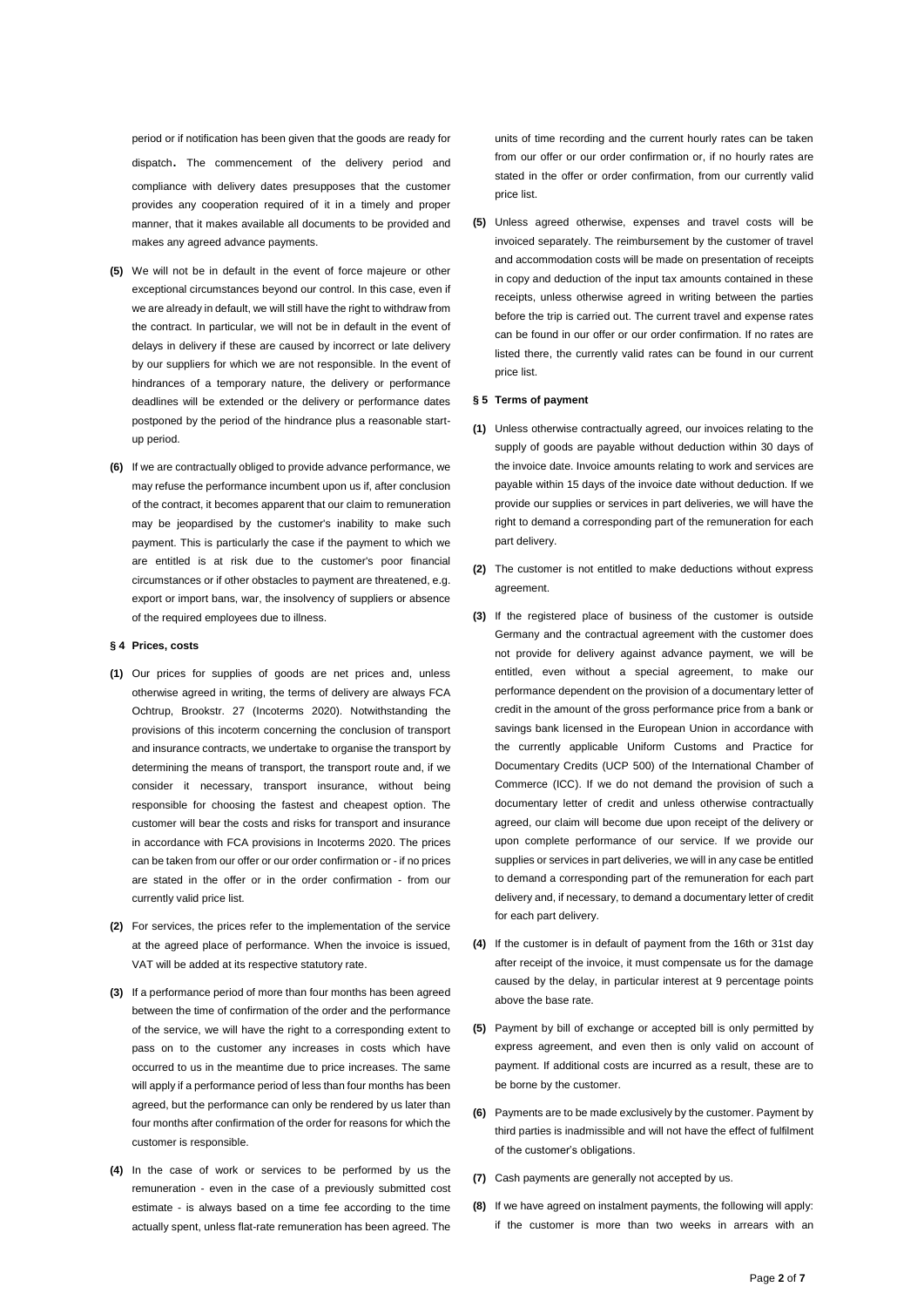period or if notification has been given that the goods are ready for dispatch. The commencement of the delivery period and compliance with delivery dates presupposes that the customer provides any cooperation required of it in a timely and proper manner, that it makes available all documents to be provided and makes any agreed advance payments.

**(5)** We will not be in default in the event of force majeure or other exceptional circumstances beyond our control. In this case, even if we are already in default, we will still have the right to withdraw from the contract. In particular, we will not be in default in the event of delays in delivery if these are caused by incorrect or late delivery by our suppliers for which we are not responsible. In the event of hindrances of a temporary nature, the delivery or performance deadlines will be extended or the delivery or performance dates postponed by the period of the hindrance plus a reasonable start-up period.

**(6)** If we are contractually obliged to provide advance performance, we may refuse the performance incumbent upon us if, after conclusion of the contract, it becomes apparent that our claim to remuneration may be jeopardised by the customer's inability to make such payment. This is particularly the case if the payment to which we are entitled is at risk due to the customer's poor financial circumstances or if other obstacles to payment are threatened, e.g. export or import bans, war, the insolvency of suppliers or absence of the required employees due to illness.

**§ 4 Prices, costs**

**(1)** Our prices for supplies of goods are net prices and, unless otherwise agreed in writing, the terms of delivery are always FCA Ochtrup, Brookstr. 27 (Incoterms 2020). Notwithstanding the provisions of this incoterm concerning the conclusion of transport and insurance contracts, we undertake to organise the transport by determining the means of transport, the transport route and, if we consider it necessary, transport insurance, without being responsible for choosing the fastest and cheapest option. The customer will bear the costs and risks for transport and insurance in accordance with FCA provisions in Incoterms 2020. The prices can be taken from our offer or our order confirmation or - if no prices are stated in the offer or in the order confirmation - from our currently valid price list.

**(2)** For services, the prices refer to the implementation of the service at the agreed place of performance. When the invoice is issued, VAT will be added at its respective statutory rate.

**(3)** If a performance period of more than four months has been agreed between the time of confirmation of the order and the performance of the service, we will have the right to a corresponding extent to pass on to the customer any increases in costs which have occurred to us in the meantime due to price increases. The same will apply if a performance period of less than four months has been agreed, but the performance can only be rendered by us later than four months after confirmation of the order for reasons for which the customer is responsible.

**(4)** In the case of work or services to be performed by us the remuneration - even in the case of a previously submitted cost estimate - is always based on a time fee according to the time actually spent, unless flat-rate remuneration has been agreed. The units of time recording and the current hourly rates can be taken from our offer or our order confirmation or, if no hourly rates are stated in the offer or order confirmation, from our currently valid price list.

**(5)** Unless agreed otherwise, expenses and travel costs will be invoiced separately. The reimbursement by the customer of travel and accommodation costs will be made on presentation of receipts in copy and deduction of the input tax amounts contained in these receipts, unless otherwise agreed in writing between the parties before the trip is carried out. The current travel and expense rates can be found in our offer or our order confirmation. If no rates are listed there, the currently valid rates can be found in our current price list.

**§ 5 Terms of payment**

**(1)** Unless otherwise contractually agreed, our invoices relating to the supply of goods are payable without deduction within 30 days of the invoice date. Invoice amounts relating to work and services are payable within 15 days of the invoice date without deduction. If we provide our supplies or services in part deliveries, we will have the right to demand a corresponding part of the remuneration for each part delivery.

**(2)** The customer is not entitled to make deductions without express agreement.

**(3)** If the registered place of business of the customer is outside Germany and the contractual agreement with the customer does not provide for delivery against advance payment, we will be entitled, even without a special agreement, to make our performance dependent on the provision of a documentary letter of credit in the amount of the gross performance price from a bank or savings bank licensed in the European Union in accordance with the currently applicable Uniform Customs and Practice for Documentary Credits (UCP 500) of the International Chamber of Commerce (ICC). If we do not demand the provision of such a documentary letter of credit and unless otherwise contractually agreed, our claim will become due upon receipt of the delivery or upon complete performance of our service. If we provide our supplies or services in part deliveries, we will in any case be entitled to demand a corresponding part of the remuneration for each part delivery and, if necessary, to demand a documentary letter of credit for each part delivery.

**(4)** If the customer is in default of payment from the 16th or 31st day after receipt of the invoice, it must compensate us for the damage caused by the delay, in particular interest at 9 percentage points above the base rate.

**(5)** Payment by bill of exchange or accepted bill is only permitted by express agreement, and even then is only valid on account of payment. If additional costs are incurred as a result, these are to be borne by the customer.

**(6)** Payments are to be made exclusively by the customer. Payment by third parties is inadmissible and will not have the effect of fulfilment of the customer's obligations.

**(7)** Cash payments are generally not accepted by us.

**(8)** If we have agreed on instalment payments, the following will apply: if the customer is more than two weeks in arrears with an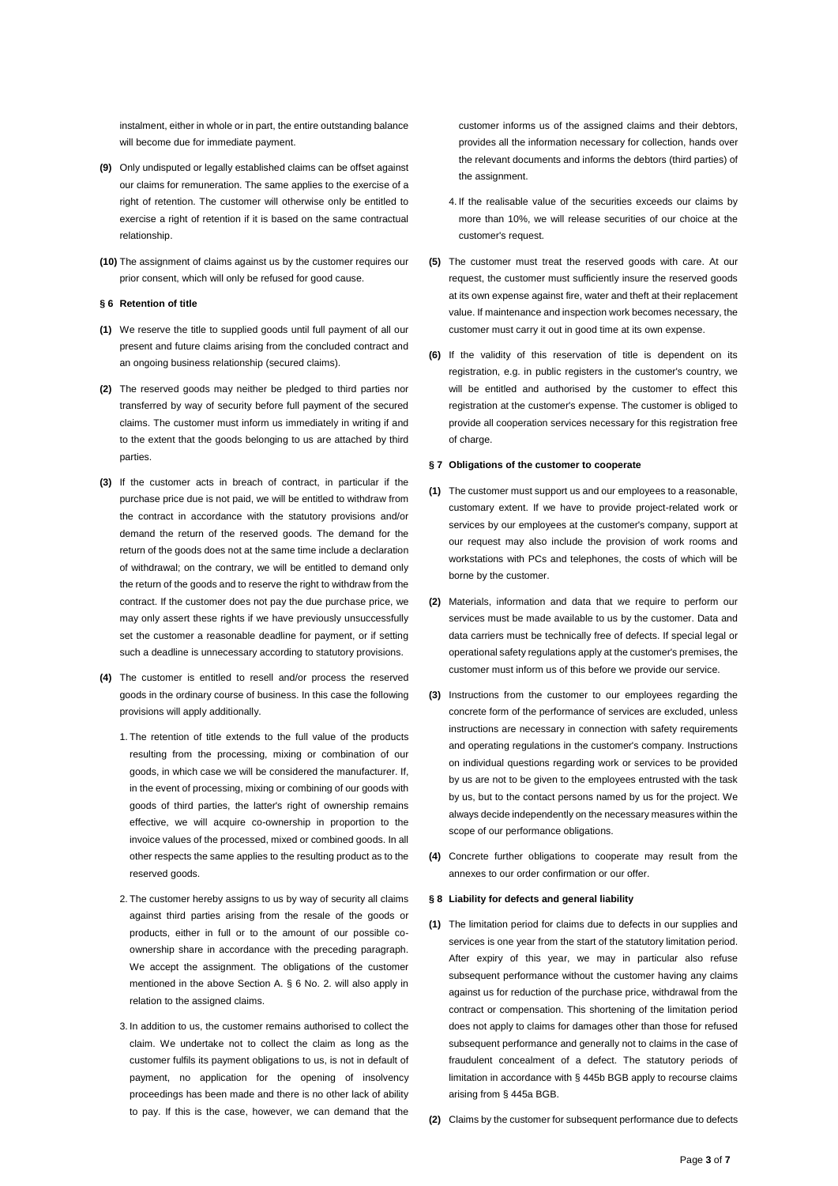instalment, either in whole or in part, the entire outstanding balance will become due for immediate payment.

**(9)** Only undisputed or legally established claims can be offset against our claims for remuneration. The same applies to the exercise of a right of retention. The customer will otherwise only be entitled to exercise a right of retention if it is based on the same contractual relationship.

**(10)** The assignment of claims against us by the customer requires our prior consent, which will only be refused for good cause.

**§ 6 Retention of title**

**(1)** We reserve the title to supplied goods until full payment of all our present and future claims arising from the concluded contract and an ongoing business relationship (secured claims).

**(2)** The reserved goods may neither be pledged to third parties nor transferred by way of security before full payment of the secured claims. The customer must inform us immediately in writing if and to the extent that the goods belonging to us are attached by third parties.

**(3)** If the customer acts in breach of contract, in particular if the purchase price due is not paid, we will be entitled to withdraw from the contract in accordance with the statutory provisions and/or demand the return of the reserved goods. The demand for the return of the goods does not at the same time include a declaration of withdrawal; on the contrary, we will be entitled to demand only the return of the goods and to reserve the right to withdraw from the contract. If the customer does not pay the due purchase price, we may only assert these rights if we have previously unsuccessfully set the customer a reasonable deadline for payment, or if setting such a deadline is unnecessary according to statutory provisions.

**(4)** The customer is entitled to resell and/or process the reserved goods in the ordinary course of business. In this case the following provisions will apply additionally.

1. The retention of title extends to the full value of the products resulting from the processing, mixing or combination of our goods, in which case we will be considered the manufacturer. If, in the event of processing, mixing or combining of our goods with goods of third parties, the latter's right of ownership remains effective, we will acquire co-ownership in proportion to the invoice values of the processed, mixed or combined goods. In all other respects the same applies to the resulting product as to the reserved goods.
2. The customer hereby assigns to us by way of security all claims against third parties arising from the resale of the goods or products, either in full or to the amount of our possible co-ownership share in accordance with the preceding paragraph. We accept the assignment. The obligations of the customer mentioned in the above Section A. § 6 No. 2. will also apply in relation to the assigned claims.
3. In addition to us, the customer remains authorised to collect the claim. We undertake not to collect the claim as long as the customer fulfils its payment obligations to us, is not in default of payment, no application for the opening of insolvency proceedings has been made and there is no other lack of ability to pay. If this is the case, however, we can demand that the customer informs us of the assigned claims and their debtors, provides all the information necessary for collection, hands over the relevant documents and informs the debtors (third parties) of the assignment.
4. If the realisable value of the securities exceeds our claims by more than 10%, we will release securities of our choice at the customer's request.

**(5)** The customer must treat the reserved goods with care. At our request, the customer must sufficiently insure the reserved goods at its own expense against fire, water and theft at their replacement value. If maintenance and inspection work becomes necessary, the customer must carry it out in good time at its own expense.

**(6)** If the validity of this reservation of title is dependent on its registration, e.g. in public registers in the customer's country, we will be entitled and authorised by the customer to effect this registration at the customer's expense. The customer is obliged to provide all cooperation services necessary for this registration free of charge.

**§ 7 Obligations of the customer to cooperate**

**(1)** The customer must support us and our employees to a reasonable, customary extent. If we have to provide project-related work or services by our employees at the customer's company, support at our request may also include the provision of work rooms and workstations with PCs and telephones, the costs of which will be borne by the customer.

**(2)** Materials, information and data that we require to perform our services must be made available to us by the customer. Data and data carriers must be technically free of defects. If special legal or operational safety regulations apply at the customer's premises, the customer must inform us of this before we provide our service.

**(3)** Instructions from the customer to our employees regarding the concrete form of the performance of services are excluded, unless instructions are necessary in connection with safety requirements and operating regulations in the customer's company. Instructions on individual questions regarding work or services to be provided by us are not to be given to the employees entrusted with the task by us, but to the contact persons named by us for the project. We always decide independently on the necessary measures within the scope of our performance obligations.

**(4)** Concrete further obligations to cooperate may result from the annexes to our order confirmation or our offer.

**§ 8 Liability for defects and general liability**

**(1)** The limitation period for claims due to defects in our supplies and services is one year from the start of the statutory limitation period. After expiry of this year, we may in particular also refuse subsequent performance without the customer having any claims against us for reduction of the purchase price, withdrawal from the contract or compensation. This shortening of the limitation period does not apply to claims for damages other than those for refused subsequent performance and generally not to claims in the case of fraudulent concealment of a defect. The statutory periods of limitation in accordance with § 445b BGB apply to recourse claims arising from § 445a BGB.

**(2)** Claims by the customer for subsequent performance due to defects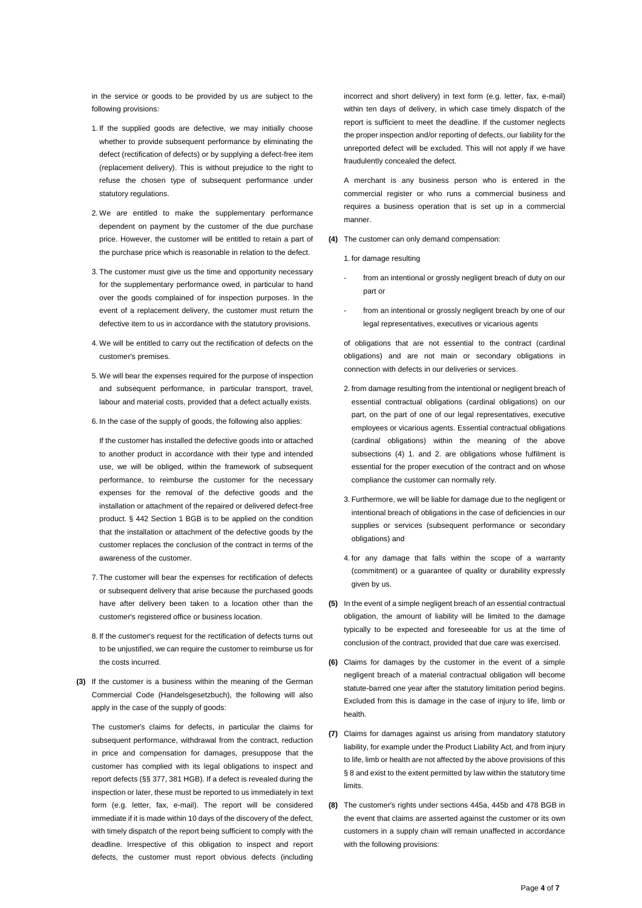in the service or goods to be provided by us are subject to the following provisions:

1. If the supplied goods are defective, we may initially choose whether to provide subsequent performance by eliminating the defect (rectification of defects) or by supplying a defect-free item (replacement delivery). This is without prejudice to the right to refuse the chosen type of subsequent performance under statutory regulations.

2. We are entitled to make the supplementary performance dependent on payment by the customer of the due purchase price. However, the customer will be entitled to retain a part of the purchase price which is reasonable in relation to the defect.

3. The customer must give us the time and opportunity necessary for the supplementary performance owed, in particular to hand over the goods complained of for inspection purposes. In the event of a replacement delivery, the customer must return the defective item to us in accordance with the statutory provisions.

4. We will be entitled to carry out the rectification of defects on the customer's premises.

5. We will bear the expenses required for the purpose of inspection and subsequent performance, in particular transport, travel, labour and material costs, provided that a defect actually exists.

6. In the case of the supply of goods, the following also applies:

   If the customer has installed the defective goods into or attached to another product in accordance with their type and intended use, we will be obliged, within the framework of subsequent performance, to reimburse the customer for the necessary expenses for the removal of the defective goods and the installation or attachment of the repaired or delivered defect-free product. § 442 Section 1 BGB is to be applied on the condition that the installation or attachment of the defective goods by the customer replaces the conclusion of the contract in terms of the awareness of the customer.

7. The customer will bear the expenses for rectification of defects or subsequent delivery that arise because the purchased goods have after delivery been taken to a location other than the customer's registered office or business location.

8. If the customer's request for the rectification of defects turns out to be unjustified, we can require the customer to reimburse us for the costs incurred.

**(3)** If the customer is a business within the meaning of the German Commercial Code (Handelsgesetzbuch), the following will also apply in the case of the supply of goods:

The customer's claims for defects, in particular the claims for subsequent performance, withdrawal from the contract, reduction in price and compensation for damages, presuppose that the customer has complied with its legal obligations to inspect and report defects (§§ 377, 381 HGB). If a defect is revealed during the inspection or later, these must be reported to us immediately in text form (e.g. letter, fax, e-mail). The report will be considered immediate if it is made within 10 days of the discovery of the defect, with timely dispatch of the report being sufficient to comply with the deadline. Irrespective of this obligation to inspect and report defects, the customer must report obvious defects (including incorrect and short delivery) in text form (e.g. letter, fax, e-mail) within ten days of delivery, in which case timely dispatch of the report is sufficient to meet the deadline. If the customer neglects the proper inspection and/or reporting of defects, our liability for the unreported defect will be excluded. This will not apply if we have fraudulently concealed the defect.

A merchant is any business person who is entered in the commercial register or who runs a commercial business and requires a business operation that is set up in a commercial manner.

**(4)** The customer can only demand compensation:

1. for damage resulting

   - from an intentional or grossly negligent breach of duty on our part or
   - from an intentional or grossly negligent breach by one of our legal representatives, executives or vicarious agents

   of obligations that are not essential to the contract (cardinal obligations) and are not main or secondary obligations in connection with defects in our deliveries or services.

2. from damage resulting from the intentional or negligent breach of essential contractual obligations (cardinal obligations) on our part, on the part of one of our legal representatives, executive employees or vicarious agents. Essential contractual obligations (cardinal obligations) within the meaning of the above subsections (4) 1. and 2. are obligations whose fulfilment is essential for the proper execution of the contract and on whose compliance the customer can normally rely.

3. Furthermore, we will be liable for damage due to the negligent or intentional breach of obligations in the case of deficiencies in our supplies or services (subsequent performance or secondary obligations) and

4. for any damage that falls within the scope of a warranty (commitment) or a guarantee of quality or durability expressly given by us.

**(5)** In the event of a simple negligent breach of an essential contractual obligation, the amount of liability will be limited to the damage typically to be expected and foreseeable for us at the time of conclusion of the contract, provided that due care was exercised.

**(6)** Claims for damages by the customer in the event of a simple negligent breach of a material contractual obligation will become statute-barred one year after the statutory limitation period begins. Excluded from this is damage in the case of injury to life, limb or health.

**(7)** Claims for damages against us arising from mandatory statutory liability, for example under the Product Liability Act, and from injury to life, limb or health are not affected by the above provisions of this § 8 and exist to the extent permitted by law within the statutory time limits.

**(8)** The customer's rights under sections 445a, 445b and 478 BGB in the event that claims are asserted against the customer or its own customers in a supply chain will remain unaffected in accordance with the following provisions: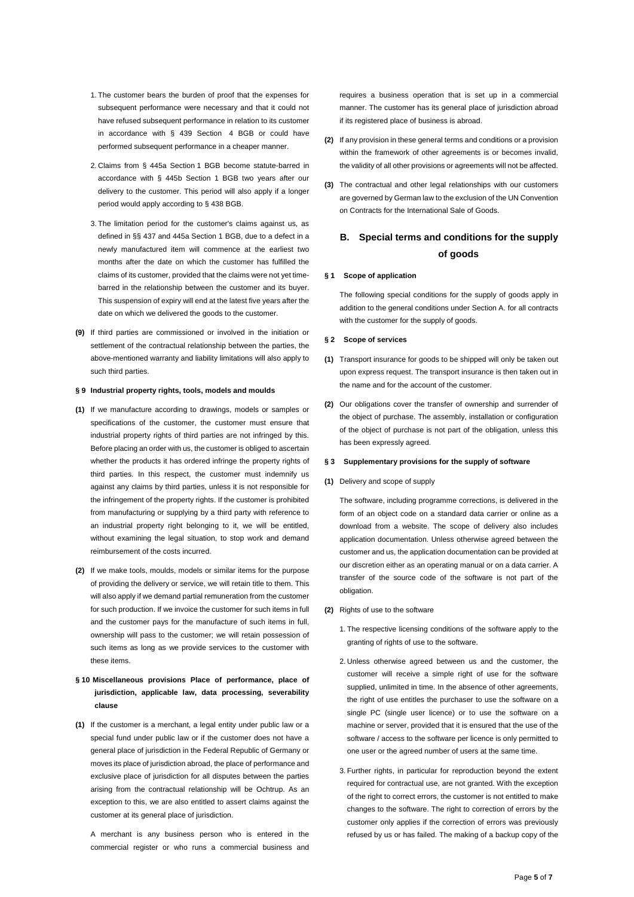1. The customer bears the burden of proof that the expenses for subsequent performance were necessary and that it could not have refused subsequent performance in relation to its customer in accordance with § 439 Section 4 BGB or could have performed subsequent performance in a cheaper manner.

2. Claims from § 445a Section 1 BGB become statute-barred in accordance with § 445b Section 1 BGB two years after our delivery to the customer. This period will also apply if a longer period would apply according to § 438 BGB.

3. The limitation period for the customer's claims against us, as defined in §§ 437 and 445a Section 1 BGB, due to a defect in a newly manufactured item will commence at the earliest two months after the date on which the customer has fulfilled the claims of its customer, provided that the claims were not yet time-barred in the relationship between the customer and its buyer. This suspension of expiry will end at the latest five years after the date on which we delivered the goods to the customer.

**(9)** If third parties are commissioned or involved in the initiation or settlement of the contractual relationship between the parties, the above-mentioned warranty and liability limitations will also apply to such third parties.

#### § 9 Industrial property rights, tools, models and moulds

**(1)** If we manufacture according to drawings, models or samples or specifications of the customer, the customer must ensure that industrial property rights of third parties are not infringed by this. Before placing an order with us, the customer is obliged to ascertain whether the products it has ordered infringe the property rights of third parties. In this respect, the customer must indemnify us against any claims by third parties, unless it is not responsible for the infringement of the property rights. If the customer is prohibited from manufacturing or supplying by a third party with reference to an industrial property right belonging to it, we will be entitled, without examining the legal situation, to stop work and demand reimbursement of the costs incurred.

**(2)** If we make tools, moulds, models or similar items for the purpose of providing the delivery or service, we will retain title to them. This will also apply if we demand partial remuneration from the customer for such production. If we invoice the customer for such items in full and the customer pays for the manufacture of such items in full, ownership will pass to the customer; we will retain possession of such items as long as we provide services to the customer with these items.

#### § 10 Miscellaneous provisions Place of performance, place of jurisdiction, applicable law, data processing, severability clause

**(1)** If the customer is a merchant, a legal entity under public law or a special fund under public law or if the customer does not have a general place of jurisdiction in the Federal Republic of Germany or moves its place of jurisdiction abroad, the place of performance and exclusive place of jurisdiction for all disputes between the parties arising from the contractual relationship will be Ochtrup. As an exception to this, we are also entitled to assert claims against the customer at its general place of jurisdiction.

A merchant is any business person who is entered in the commercial register or who runs a commercial business and requires a business operation that is set up in a commercial manner. The customer has its general place of jurisdiction abroad if its registered place of business is abroad.

**(2)** If any provision in these general terms and conditions or a provision within the framework of other agreements is or becomes invalid, the validity of all other provisions or agreements will not be affected.

**(3)** The contractual and other legal relationships with our customers are governed by German law to the exclusion of the UN Convention on Contracts for the International Sale of Goods.

## B. Special terms and conditions for the supply of goods

#### § 1 Scope of application

The following special conditions for the supply of goods apply in addition to the general conditions under Section A. for all contracts with the customer for the supply of goods.

#### § 2 Scope of services

**(1)** Transport insurance for goods to be shipped will only be taken out upon express request. The transport insurance is then taken out in the name and for the account of the customer.

**(2)** Our obligations cover the transfer of ownership and surrender of the object of purchase. The assembly, installation or configuration of the object of purchase is not part of the obligation, unless this has been expressly agreed.

#### § 3 Supplementary provisions for the supply of software

**(1)** Delivery and scope of supply

The software, including programme corrections, is delivered in the form of an object code on a standard data carrier or online as a download from a website. The scope of delivery also includes application documentation. Unless otherwise agreed between the customer and us, the application documentation can be provided at our discretion either as an operating manual or on a data carrier. A transfer of the source code of the software is not part of the obligation.

**(2)** Rights of use to the software

1. The respective licensing conditions of the software apply to the granting of rights of use to the software.

2. Unless otherwise agreed between us and the customer, the customer will receive a simple right of use for the software supplied, unlimited in time. In the absence of other agreements, the right of use entitles the purchaser to use the software on a single PC (single user licence) or to use the software on a machine or server, provided that it is ensured that the use of the software / access to the software per licence is only permitted to one user or the agreed number of users at the same time.

3. Further rights, in particular for reproduction beyond the extent required for contractual use, are not granted. With the exception of the right to correct errors, the customer is not entitled to make changes to the software. The right to correction of errors by the customer only applies if the correction of errors was previously refused by us or has failed. The making of a backup copy of the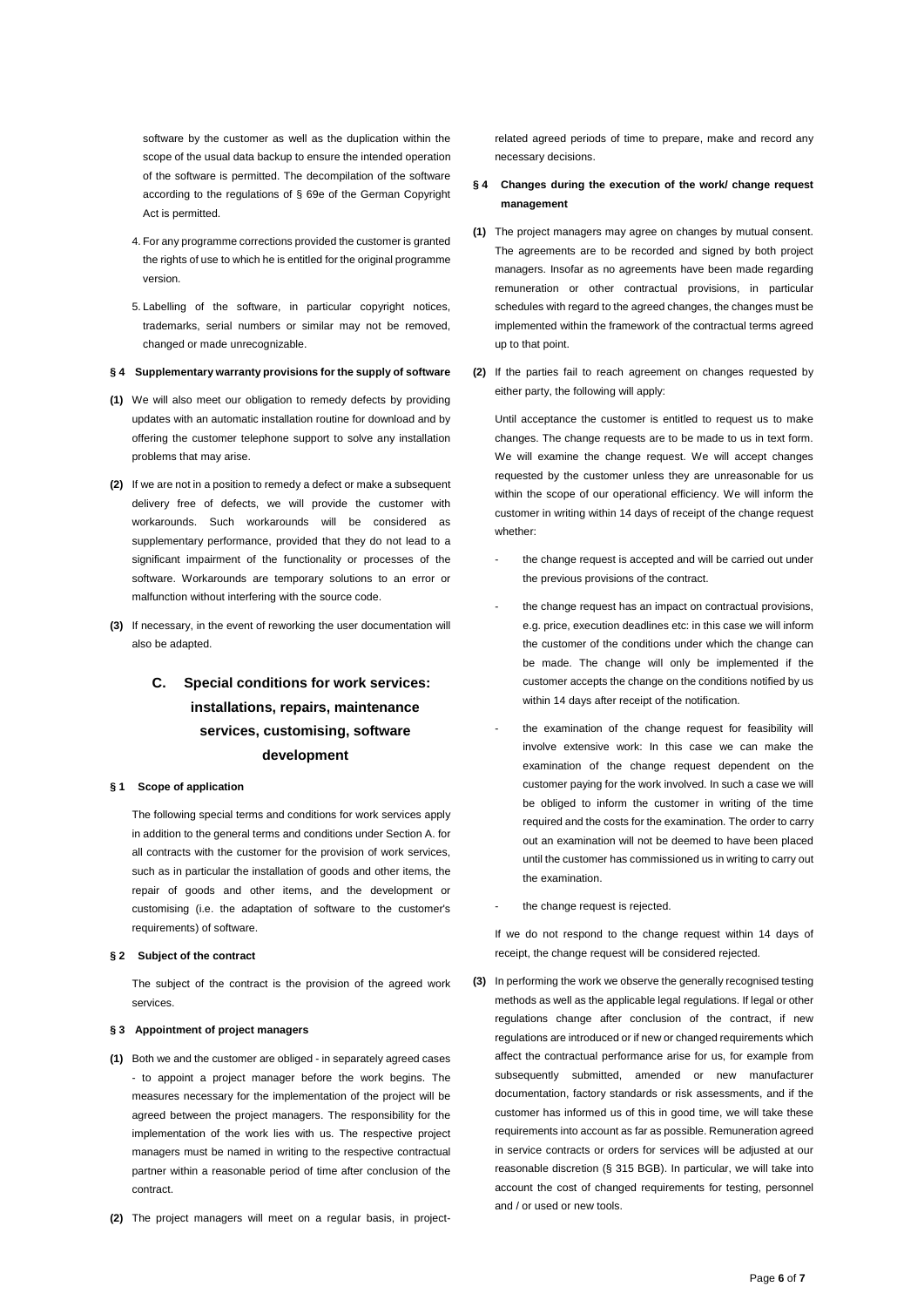software by the customer as well as the duplication within the scope of the usual data backup to ensure the intended operation of the software is permitted. The decompilation of the software according to the regulations of § 69e of the German Copyright Act is permitted.

4. For any programme corrections provided the customer is granted the rights of use to which he is entitled for the original programme version.

5. Labelling of the software, in particular copyright notices, trademarks, serial numbers or similar may not be removed, changed or made unrecognizable.

#### § 4 Supplementary warranty provisions for the supply of software

**(1)** We will also meet our obligation to remedy defects by providing updates with an automatic installation routine for download and by offering the customer telephone support to solve any installation problems that may arise.

**(2)** If we are not in a position to remedy a defect or make a subsequent delivery free of defects, we will provide the customer with workarounds. Such workarounds will be considered as supplementary performance, provided that they do not lead to a significant impairment of the functionality or processes of the software. Workarounds are temporary solutions to an error or malfunction without interfering with the source code.

**(3)** If necessary, in the event of reworking the user documentation will also be adapted.

## C. Special conditions for work services: installations, repairs, maintenance services, customising, software development

#### § 1 Scope of application

The following special terms and conditions for work services apply in addition to the general terms and conditions under Section A. for all contracts with the customer for the provision of work services, such as in particular the installation of goods and other items, the repair of goods and other items, and the development or customising (i.e. the adaptation of software to the customer's requirements) of software.

#### § 2 Subject of the contract

The subject of the contract is the provision of the agreed work services.

#### § 3 Appointment of project managers

**(1)** Both we and the customer are obliged - in separately agreed cases - to appoint a project manager before the work begins. The measures necessary for the implementation of the project will be agreed between the project managers. The responsibility for the implementation of the work lies with us. The respective project managers must be named in writing to the respective contractual partner within a reasonable period of time after conclusion of the contract.

**(2)** The project managers will meet on a regular basis, in project-related agreed periods of time to prepare, make and record any necessary decisions.

#### § 4 Changes during the execution of the work/ change request management

**(1)** The project managers may agree on changes by mutual consent. The agreements are to be recorded and signed by both project managers. Insofar as no agreements have been made regarding remuneration or other contractual provisions, in particular schedules with regard to the agreed changes, the changes must be implemented within the framework of the contractual terms agreed up to that point.

**(2)** If the parties fail to reach agreement on changes requested by either party, the following will apply:

Until acceptance the customer is entitled to request us to make changes. The change requests are to be made to us in text form. We will examine the change request. We will accept changes requested by the customer unless they are unreasonable for us within the scope of our operational efficiency. We will inform the customer in writing within 14 days of receipt of the change request whether:

- the change request is accepted and will be carried out under the previous provisions of the contract.
- the change request has an impact on contractual provisions, e.g. price, execution deadlines etc: in this case we will inform the customer of the conditions under which the change can be made. The change will only be implemented if the customer accepts the change on the conditions notified by us within 14 days after receipt of the notification.
- the examination of the change request for feasibility will involve extensive work: In this case we can make the examination of the change request dependent on the customer paying for the work involved. In such a case we will be obliged to inform the customer in writing of the time required and the costs for the examination. The order to carry out an examination will not be deemed to have been placed until the customer has commissioned us in writing to carry out the examination.
- the change request is rejected.

If we do not respond to the change request within 14 days of receipt, the change request will be considered rejected.

**(3)** In performing the work we observe the generally recognised testing methods as well as the applicable legal regulations. If legal or other regulations change after conclusion of the contract, if new regulations are introduced or if new or changed requirements which affect the contractual performance arise for us, for example from subsequently submitted, amended or new manufacturer documentation, factory standards or risk assessments, and if the customer has informed us of this in good time, we will take these requirements into account as far as possible. Remuneration agreed in service contracts or orders for services will be adjusted at our reasonable discretion (§ 315 BGB). In particular, we will take into account the cost of changed requirements for testing, personnel and / or used or new tools.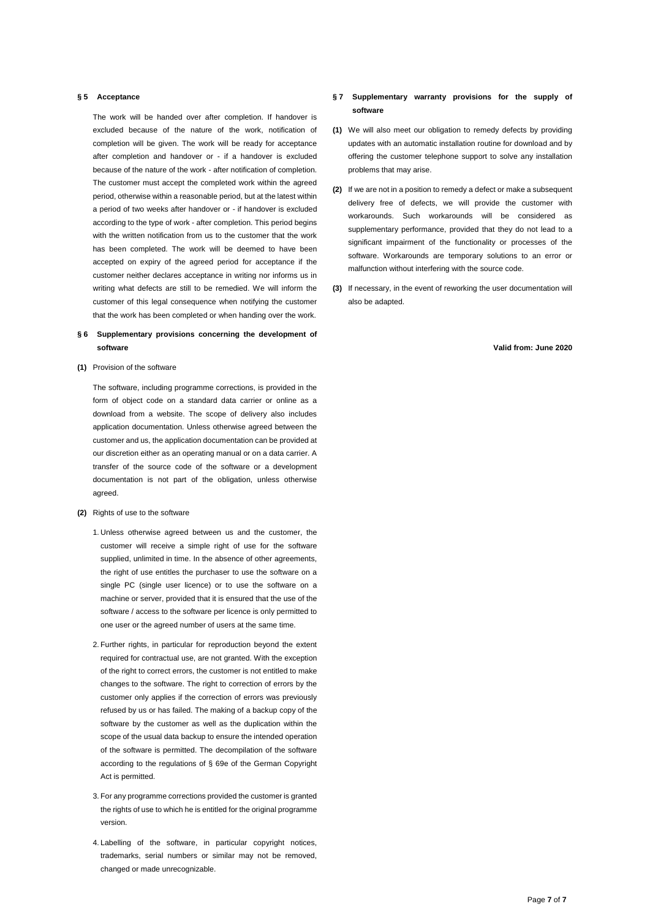## § 5 Acceptance

The work will be handed over after completion. If handover is excluded because of the nature of the work, notification of completion will be given. The work will be ready for acceptance after completion and handover or - if a handover is excluded because of the nature of the work - after notification of completion. The customer must accept the completed work within the agreed period, otherwise within a reasonable period, but at the latest within a period of two weeks after handover or - if handover is excluded according to the type of work - after completion. This period begins with the written notification from us to the customer that the work has been completed. The work will be deemed to have been accepted on expiry of the agreed period for acceptance if the customer neither declares acceptance in writing nor informs us in writing what defects are still to be remedied. We will inform the customer of this legal consequence when notifying the customer that the work has been completed or when handing over the work.

## § 6 Supplementary provisions concerning the development of software

**(1)** Provision of the software

The software, including programme corrections, is provided in the form of object code on a standard data carrier or online as a download from a website. The scope of delivery also includes application documentation. Unless otherwise agreed between the customer and us, the application documentation can be provided at our discretion either as an operating manual or on a data carrier. A transfer of the source code of the software or a development documentation is not part of the obligation, unless otherwise agreed.

**(2)** Rights of use to the software

1. Unless otherwise agreed between us and the customer, the customer will receive a simple right of use for the software supplied, unlimited in time. In the absence of other agreements, the right of use entitles the purchaser to use the software on a single PC (single user licence) or to use the software on a machine or server, provided that it is ensured that the use of the software / access to the software per licence is only permitted to one user or the agreed number of users at the same time.
2. Further rights, in particular for reproduction beyond the extent required for contractual use, are not granted. With the exception of the right to correct errors, the customer is not entitled to make changes to the software. The right to correction of errors by the customer only applies if the correction of errors was previously refused by us or has failed. The making of a backup copy of the software by the customer as well as the duplication within the scope of the usual data backup to ensure the intended operation of the software is permitted. The decompilation of the software according to the regulations of § 69e of the German Copyright Act is permitted.
3. For any programme corrections provided the customer is granted the rights of use to which he is entitled for the original programme version.
4. Labelling of the software, in particular copyright notices, trademarks, serial numbers or similar may not be removed, changed or made unrecognizable.

## § 7 Supplementary warranty provisions for the supply of software

**(1)** We will also meet our obligation to remedy defects by providing updates with an automatic installation routine for download and by offering the customer telephone support to solve any installation problems that may arise.

**(2)** If we are not in a position to remedy a defect or make a subsequent delivery free of defects, we will provide the customer with workarounds. Such workarounds will be considered as supplementary performance, provided that they do not lead to a significant impairment of the functionality or processes of the software. Workarounds are temporary solutions to an error or malfunction without interfering with the source code.

**(3)** If necessary, in the event of reworking the user documentation will also be adapted.

**Valid from: June 2020**